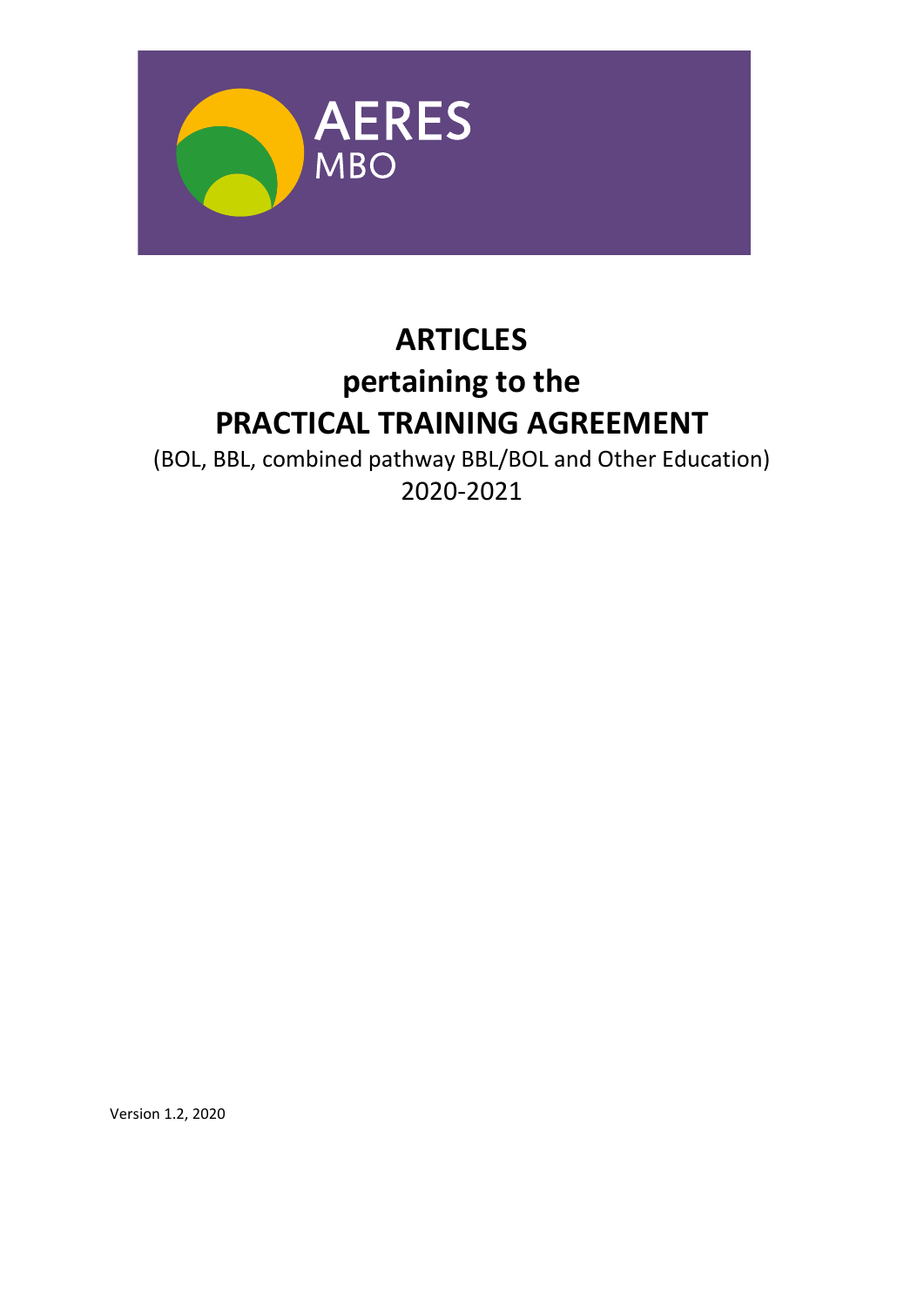AERES
MBO

# ARTICLES
# pertaining to the
# PRACTICAL TRAINING AGREEMENT

(BOL, BBL, combined pathway BBL/BOL and Other Education)
2020-2021

Version 1.2, 2020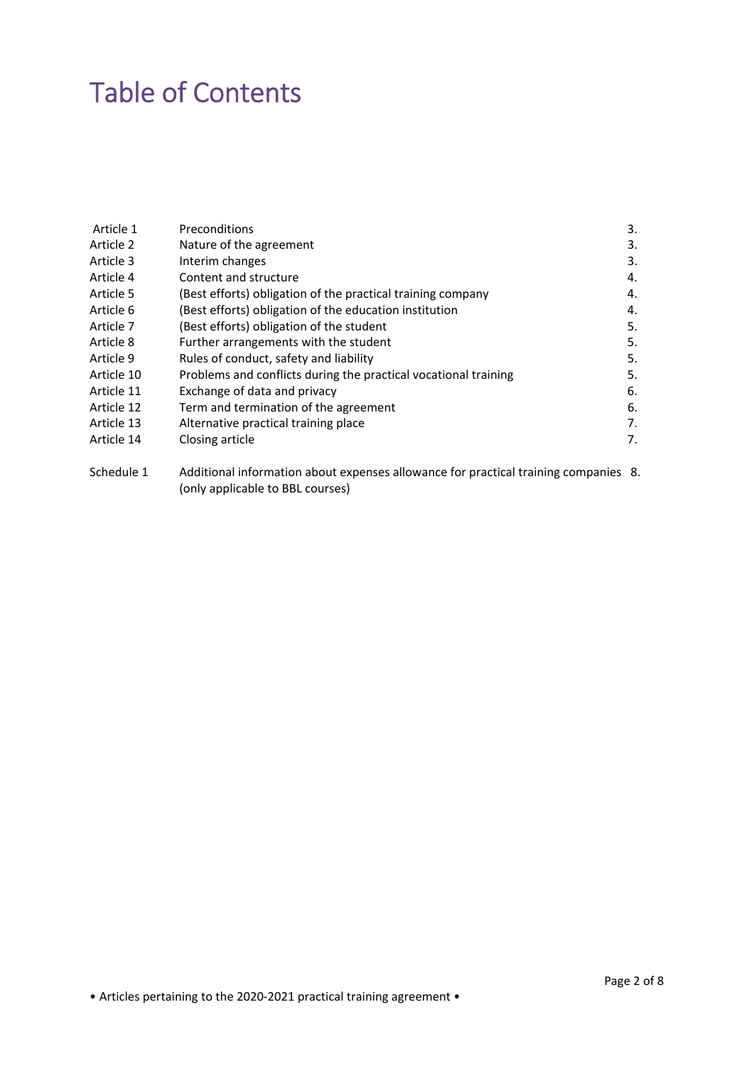# Table of Contents

| | | |
|---|---|---|
| Article 1 | Preconditions | 3. |
| Article 2 | Nature of the agreement | 3. |
| Article 3 | Interim changes | 3. |
| Article 4 | Content and structure | 4. |
| Article 5 | (Best efforts) obligation of the practical training company | 4. |
| Article 6 | (Best efforts) obligation of the education institution | 4. |
| Article 7 | (Best efforts) obligation of the student | 5. |
| Article 8 | Further arrangements with the student | 5. |
| Article 9 | Rules of conduct, safety and liability | 5. |
| Article 10 | Problems and conflicts during the practical vocational training | 5. |
| Article 11 | Exchange of data and privacy | 6. |
| Article 12 | Term and termination of the agreement | 6. |
| Article 13 | Alternative practical training place | 7. |
| Article 14 | Closing article | 7. |
| Schedule 1 | Additional information about expenses allowance for practical training companies (only applicable to BBL courses) | 8. |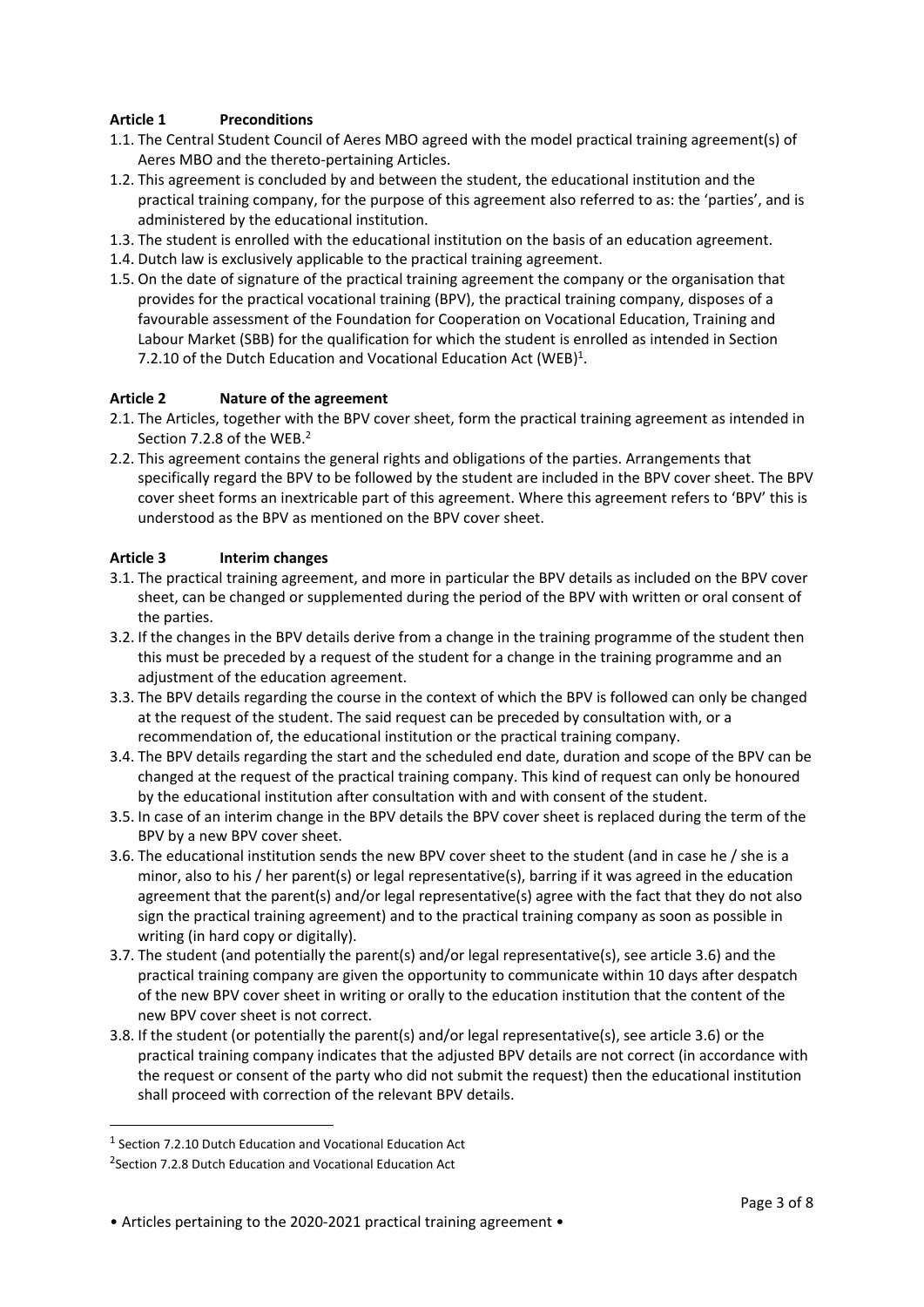**Article 1 Preconditions**

1.1. The Central Student Council of Aeres MBO agreed with the model practical training agreement(s) of Aeres MBO and the thereto-pertaining Articles.
1.2. This agreement is concluded by and between the student, the educational institution and the practical training company, for the purpose of this agreement also referred to as: the 'parties', and is administered by the educational institution.
1.3. The student is enrolled with the educational institution on the basis of an education agreement.
1.4. Dutch law is exclusively applicable to the practical training agreement.
1.5. On the date of signature of the practical training agreement the company or the organisation that provides for the practical vocational training (BPV), the practical training company, disposes of a favourable assessment of the Foundation for Cooperation on Vocational Education, Training and Labour Market (SBB) for the qualification for which the student is enrolled as intended in Section 7.2.10 of the Dutch Education and Vocational Education Act (WEB)[1].

**Article 2 Nature of the agreement**

2.1. The Articles, together with the BPV cover sheet, form the practical training agreement as intended in Section 7.2.8 of the WEB.[2]
2.2. This agreement contains the general rights and obligations of the parties. Arrangements that specifically regard the BPV to be followed by the student are included in the BPV cover sheet. The BPV cover sheet forms an inextricable part of this agreement. Where this agreement refers to 'BPV' this is understood as the BPV as mentioned on the BPV cover sheet.

**Article 3 Interim changes**

3.1. The practical training agreement, and more in particular the BPV details as included on the BPV cover sheet, can be changed or supplemented during the period of the BPV with written or oral consent of the parties.
3.2. If the changes in the BPV details derive from a change in the training programme of the student then this must be preceded by a request of the student for a change in the training programme and an adjustment of the education agreement.
3.3. The BPV details regarding the course in the context of which the BPV is followed can only be changed at the request of the student. The said request can be preceded by consultation with, or a recommendation of, the educational institution or the practical training company.
3.4. The BPV details regarding the start and the scheduled end date, duration and scope of the BPV can be changed at the request of the practical training company. This kind of request can only be honoured by the educational institution after consultation with and with consent of the student.
3.5. In case of an interim change in the BPV details the BPV cover sheet is replaced during the term of the BPV by a new BPV cover sheet.
3.6. The educational institution sends the new BPV cover sheet to the student (and in case he / she is a minor, also to his / her parent(s) or legal representative(s), barring if it was agreed in the education agreement that the parent(s) and/or legal representative(s) agree with the fact that they do not also sign the practical training agreement) and to the practical training company as soon as possible in writing (in hard copy or digitally).
3.7. The student (and potentially the parent(s) and/or legal representative(s), see article 3.6) and the practical training company are given the opportunity to communicate within 10 days after despatch of the new BPV cover sheet in writing or orally to the education institution that the content of the new BPV cover sheet is not correct.
3.8. If the student (or potentially the parent(s) and/or legal representative(s), see article 3.6) or the practical training company indicates that the adjusted BPV details are not correct (in accordance with the request or consent of the party who did not submit the request) then the educational institution shall proceed with correction of the relevant BPV details.

---

[1] Section 7.2.10 Dutch Education and Vocational Education Act

[2] Section 7.2.8 Dutch Education and Vocational Education Act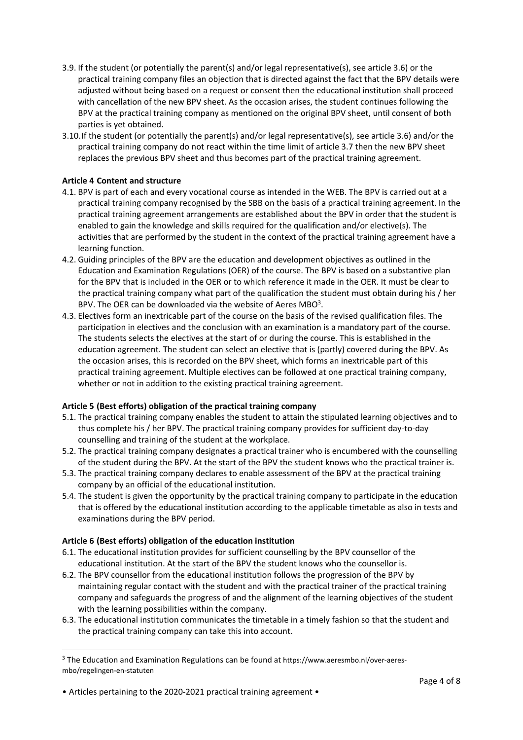3.9. If the student (or potentially the parent(s) and/or legal representative(s), see article 3.6) or the practical training company files an objection that is directed against the fact that the BPV details were adjusted without being based on a request or consent then the educational institution shall proceed with cancellation of the new BPV sheet. As the occasion arises, the student continues following the BPV at the practical training company as mentioned on the original BPV sheet, until consent of both parties is yet obtained.

3.10. If the student (or potentially the parent(s) and/or legal representative(s), see article 3.6) and/or the practical training company do not react within the time limit of article 3.7 then the new BPV sheet replaces the previous BPV sheet and thus becomes part of the practical training agreement.

**Article 4 Content and structure**

4.1. BPV is part of each and every vocational course as intended in the WEB. The BPV is carried out at a practical training company recognised by the SBB on the basis of a practical training agreement. In the practical training agreement arrangements are established about the BPV in order that the student is enabled to gain the knowledge and skills required for the qualification and/or elective(s). The activities that are performed by the student in the context of the practical training agreement have a learning function.

4.2. Guiding principles of the BPV are the education and development objectives as outlined in the Education and Examination Regulations (OER) of the course. The BPV is based on a substantive plan for the BPV that is included in the OER or to which reference it made in the OER. It must be clear to the practical training company what part of the qualification the student must obtain during his / her BPV. The OER can be downloaded via the website of Aeres MBO[3].

4.3. Electives form an inextricable part of the course on the basis of the revised qualification files. The participation in electives and the conclusion with an examination is a mandatory part of the course. The students selects the electives at the start of or during the course. This is established in the education agreement. The student can select an elective that is (partly) covered during the BPV. As the occasion arises, this is recorded on the BPV sheet, which forms an inextricable part of this practical training agreement. Multiple electives can be followed at one practical training company, whether or not in addition to the existing practical training agreement.

**Article 5 (Best efforts) obligation of the practical training company**

5.1. The practical training company enables the student to attain the stipulated learning objectives and to thus complete his / her BPV. The practical training company provides for sufficient day-to-day counselling and training of the student at the workplace.

5.2. The practical training company designates a practical trainer who is encumbered with the counselling of the student during the BPV. At the start of the BPV the student knows who the practical trainer is.

5.3. The practical training company declares to enable assessment of the BPV at the practical training company by an official of the educational institution.

5.4. The student is given the opportunity by the practical training company to participate in the education that is offered by the educational institution according to the applicable timetable as also in tests and examinations during the BPV period.

**Article 6 (Best efforts) obligation of the education institution**

6.1. The educational institution provides for sufficient counselling by the BPV counsellor of the educational institution. At the start of the BPV the student knows who the counsellor is.

6.2. The BPV counsellor from the educational institution follows the progression of the BPV by maintaining regular contact with the student and with the practical trainer of the practical training company and safeguards the progress of and the alignment of the learning objectives of the student with the learning possibilities within the company.

6.3. The educational institution communicates the timetable in a timely fashion so that the student and the practical training company can take this into account.

[3] The Education and Examination Regulations can be found at https://www.aeresmbo.nl/over-aeres-mbo/regelingen-en-statuten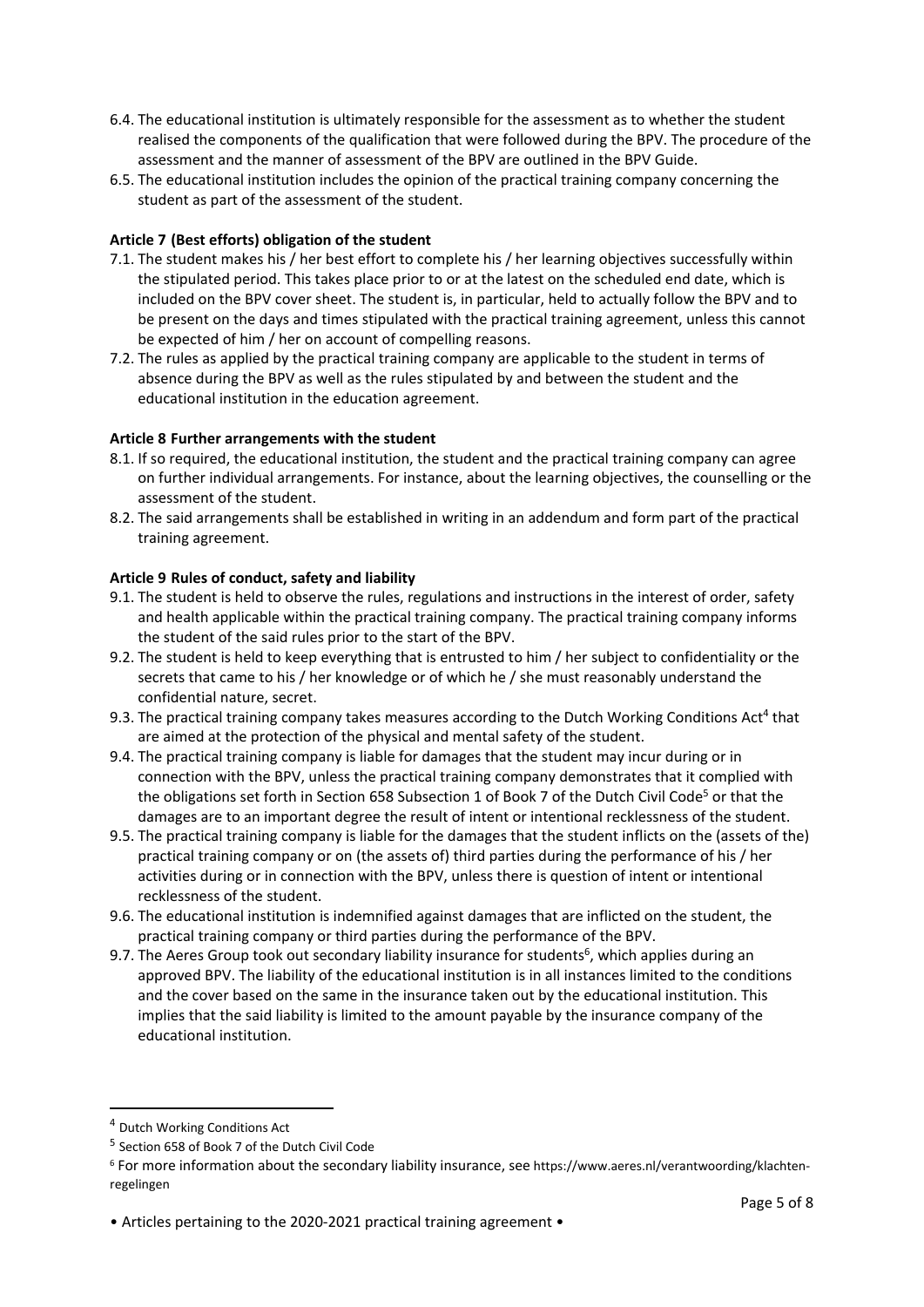6.4. The educational institution is ultimately responsible for the assessment as to whether the student realised the components of the qualification that were followed during the BPV. The procedure of the assessment and the manner of assessment of the BPV are outlined in the BPV Guide.

6.5. The educational institution includes the opinion of the practical training company concerning the student as part of the assessment of the student.

**Article 7 (Best efforts) obligation of the student**

7.1. The student makes his / her best effort to complete his / her learning objectives successfully within the stipulated period. This takes place prior to or at the latest on the scheduled end date, which is included on the BPV cover sheet. The student is, in particular, held to actually follow the BPV and to be present on the days and times stipulated with the practical training agreement, unless this cannot be expected of him / her on account of compelling reasons.

7.2. The rules as applied by the practical training company are applicable to the student in terms of absence during the BPV as well as the rules stipulated by and between the student and the educational institution in the education agreement.

**Article 8 Further arrangements with the student**

8.1. If so required, the educational institution, the student and the practical training company can agree on further individual arrangements. For instance, about the learning objectives, the counselling or the assessment of the student.

8.2. The said arrangements shall be established in writing in an addendum and form part of the practical training agreement.

**Article 9 Rules of conduct, safety and liability**

9.1. The student is held to observe the rules, regulations and instructions in the interest of order, safety and health applicable within the practical training company. The practical training company informs the student of the said rules prior to the start of the BPV.

9.2. The student is held to keep everything that is entrusted to him / her subject to confidentiality or the secrets that came to his / her knowledge or of which he / she must reasonably understand the confidential nature, secret.

9.3. The practical training company takes measures according to the Dutch Working Conditions Act[4] that are aimed at the protection of the physical and mental safety of the student.

9.4. The practical training company is liable for damages that the student may incur during or in connection with the BPV, unless the practical training company demonstrates that it complied with the obligations set forth in Section 658 Subsection 1 of Book 7 of the Dutch Civil Code[5] or that the damages are to an important degree the result of intent or intentional recklessness of the student.

9.5. The practical training company is liable for the damages that the student inflicts on the (assets of the) practical training company or on (the assets of) third parties during the performance of his / her activities during or in connection with the BPV, unless there is question of intent or intentional recklessness of the student.

9.6. The educational institution is indemnified against damages that are inflicted on the student, the practical training company or third parties during the performance of the BPV.

9.7. The Aeres Group took out secondary liability insurance for students[6], which applies during an approved BPV. The liability of the educational institution is in all instances limited to the conditions and the cover based on the same in the insurance taken out by the educational institution. This implies that the said liability is limited to the amount payable by the insurance company of the educational institution.

---

[4] Dutch Working Conditions Act

[5] Section 658 of Book 7 of the Dutch Civil Code

[6] For more information about the secondary liability insurance, see https://www.aeres.nl/verantwoording/klachten-regelingen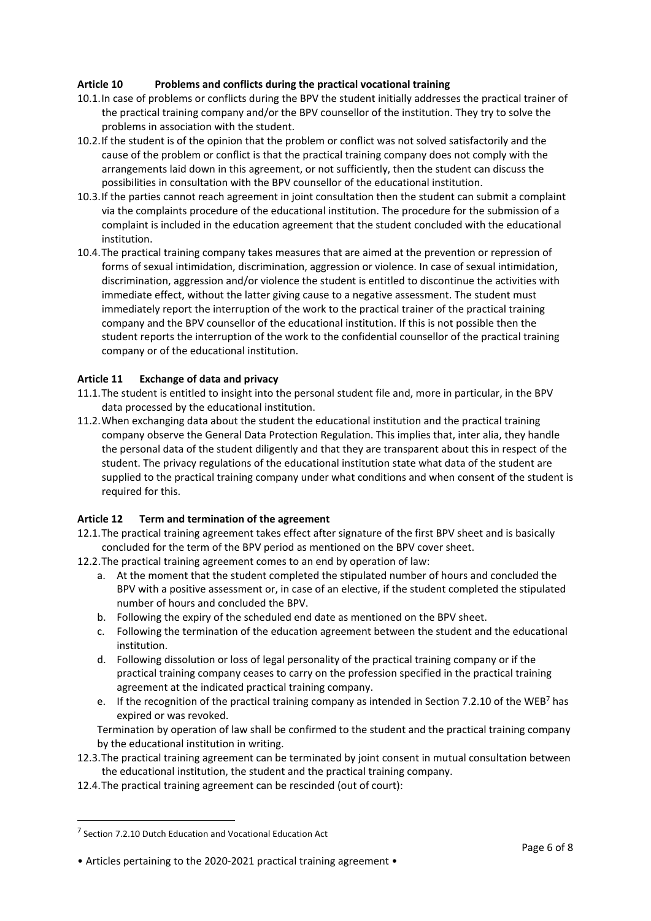### Article 10 Problems and conflicts during the practical vocational training

10.1. In case of problems or conflicts during the BPV the student initially addresses the practical trainer of the practical training company and/or the BPV counsellor of the institution. They try to solve the problems in association with the student.

10.2. If the student is of the opinion that the problem or conflict was not solved satisfactorily and the cause of the problem or conflict is that the practical training company does not comply with the arrangements laid down in this agreement, or not sufficiently, then the student can discuss the possibilities in consultation with the BPV counsellor of the educational institution.

10.3. If the parties cannot reach agreement in joint consultation then the student can submit a complaint via the complaints procedure of the educational institution. The procedure for the submission of a complaint is included in the education agreement that the student concluded with the educational institution.

10.4. The practical training company takes measures that are aimed at the prevention or repression of forms of sexual intimidation, discrimination, aggression or violence. In case of sexual intimidation, discrimination, aggression and/or violence the student is entitled to discontinue the activities with immediate effect, without the latter giving cause to a negative assessment. The student must immediately report the interruption of the work to the practical trainer of the practical training company and the BPV counsellor of the educational institution. If this is not possible then the student reports the interruption of the work to the confidential counsellor of the practical training company or of the educational institution.

### Article 11 Exchange of data and privacy

11.1. The student is entitled to insight into the personal student file and, more in particular, in the BPV data processed by the educational institution.

11.2. When exchanging data about the student the educational institution and the practical training company observe the General Data Protection Regulation. This implies that, inter alia, they handle the personal data of the student diligently and that they are transparent about this in respect of the student. The privacy regulations of the educational institution state what data of the student are supplied to the practical training company under what conditions and when consent of the student is required for this.

### Article 12 Term and termination of the agreement

12.1. The practical training agreement takes effect after signature of the first BPV sheet and is basically concluded for the term of the BPV period as mentioned on the BPV cover sheet.

12.2. The practical training agreement comes to an end by operation of law:

a. At the moment that the student completed the stipulated number of hours and concluded the BPV with a positive assessment or, in case of an elective, if the student completed the stipulated number of hours and concluded the BPV.

b. Following the expiry of the scheduled end date as mentioned on the BPV sheet.

c. Following the termination of the education agreement between the student and the educational institution.

d. Following dissolution or loss of legal personality of the practical training company or if the practical training company ceases to carry on the profession specified in the practical training agreement at the indicated practical training company.

e. If the recognition of the practical training company as intended in Section 7.2.10 of the WEB[7] has expired or was revoked.

Termination by operation of law shall be confirmed to the student and the practical training company by the educational institution in writing.

12.3. The practical training agreement can be terminated by joint consent in mutual consultation between the educational institution, the student and the practical training company.

12.4. The practical training agreement can be rescinded (out of court):

[7] Section 7.2.10 Dutch Education and Vocational Education Act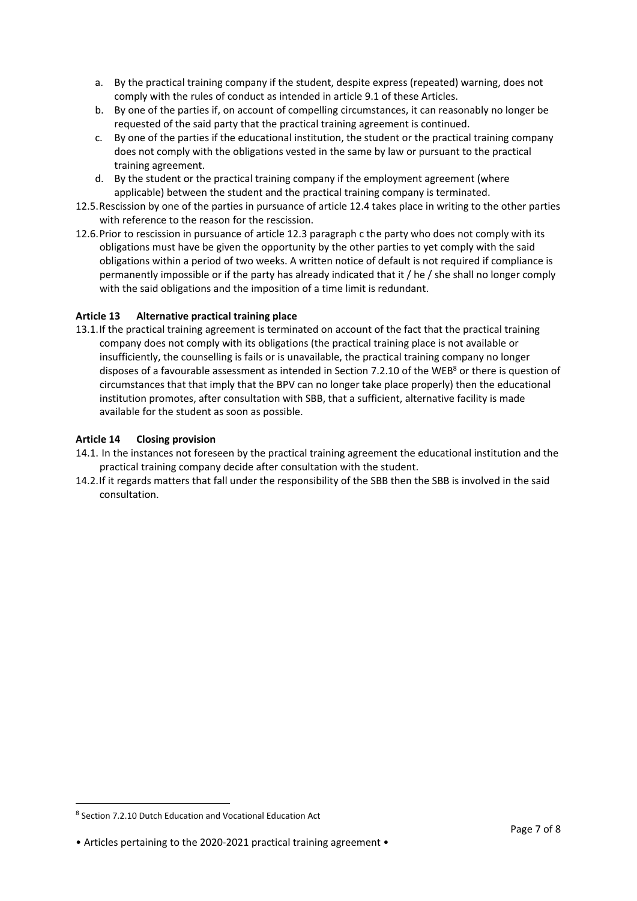a. By the practical training company if the student, despite express (repeated) warning, does not comply with the rules of conduct as intended in article 9.1 of these Articles.
b. By one of the parties if, on account of compelling circumstances, it can reasonably no longer be requested of the said party that the practical training agreement is continued.
c. By one of the parties if the educational institution, the student or the practical training company does not comply with the obligations vested in the same by law or pursuant to the practical training agreement.
d. By the student or the practical training company if the employment agreement (where applicable) between the student and the practical training company is terminated.

12.5. Rescission by one of the parties in pursuance of article 12.4 takes place in writing to the other parties with reference to the reason for the rescission.

12.6. Prior to rescission in pursuance of article 12.3 paragraph c the party who does not comply with its obligations must have be given the opportunity by the other parties to yet comply with the said obligations within a period of two weeks. A written notice of default is not required if compliance is permanently impossible or if the party has already indicated that it / he / she shall no longer comply with the said obligations and the imposition of a time limit is redundant.

**Article 13 Alternative practical training place**

13.1. If the practical training agreement is terminated on account of the fact that the practical training company does not comply with its obligations (the practical training place is not available or insufficiently, the counselling is fails or is unavailable, the practical training company no longer disposes of a favourable assessment as intended in Section 7.2.10 of the WEB[8] or there is question of circumstances that that imply that the BPV can no longer take place properly) then the educational institution promotes, after consultation with SBB, that a sufficient, alternative facility is made available for the student as soon as possible.

**Article 14 Closing provision**

14.1. In the instances not foreseen by the practical training agreement the educational institution and the practical training company decide after consultation with the student.

14.2. If it regards matters that fall under the responsibility of the SBB then the SBB is involved in the said consultation.

[8] Section 7.2.10 Dutch Education and Vocational Education Act

• Articles pertaining to the 2020-2021 practical training agreement •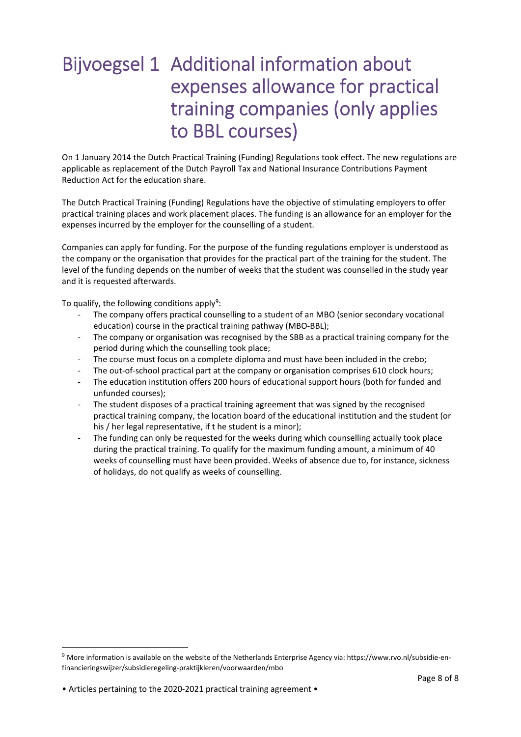# Bijvoegsel 1 Additional information about expenses allowance for practical training companies (only applies to BBL courses)

On 1 January 2014 the Dutch Practical Training (Funding) Regulations took effect. The new regulations are applicable as replacement of the Dutch Payroll Tax and National Insurance Contributions Payment Reduction Act for the education share.

The Dutch Practical Training (Funding) Regulations have the objective of stimulating employers to offer practical training places and work placement places. The funding is an allowance for an employer for the expenses incurred by the employer for the counselling of a student.

Companies can apply for funding. For the purpose of the funding regulations employer is understood as the company or the organisation that provides for the practical part of the training for the student. The level of the funding depends on the number of weeks that the student was counselled in the study year and it is requested afterwards.

To qualify, the following conditions apply[9]:

- The company offers practical counselling to a student of an MBO (senior secondary vocational education) course in the practical training pathway (MBO-BBL);
- The company or organisation was recognised by the SBB as a practical training company for the period during which the counselling took place;
- The course must focus on a complete diploma and must have been included in the crebo;
- The out-of-school practical part at the company or organisation comprises 610 clock hours;
- The education institution offers 200 hours of educational support hours (both for funded and unfunded courses);
- The student disposes of a practical training agreement that was signed by the recognised practical training company, the location board of the educational institution and the student (or his / her legal representative, if t he student is a minor);
- The funding can only be requested for the weeks during which counselling actually took place during the practical training. To qualify for the maximum funding amount, a minimum of 40 weeks of counselling must have been provided. Weeks of absence due to, for instance, sickness of holidays, do not qualify as weeks of counselling.

[9] More information is available on the website of the Netherlands Enterprise Agency via: https://www.rvo.nl/subsidie-en-financieringswijzer/subsidieregeling-praktijkleren/voorwaarden/mbo